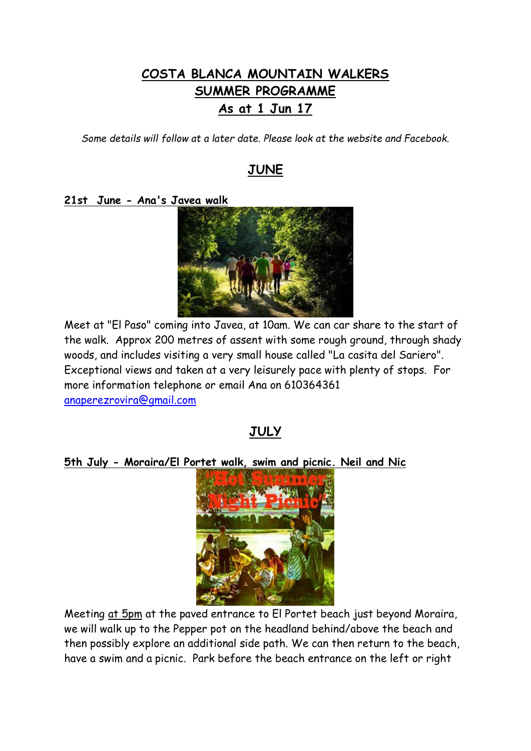# COSTA BLANCA MOUNTAIN WALKERS
# SUMMER PROGRAMME
# As at 1 Jun 17

*Some details will follow at a later date. Please look at the website and Facebook.*

## JUNE

**21st June - Ana's Javea walk**

Meet at "El Paso" coming into Javea, at 10am. We can car share to the start of the walk. Approx 200 metres of assent with some rough ground, through shady woods, and includes visiting a very small house called "La casita del Sariero". Exceptional views and taken at a very leisurely pace with plenty of stops. For more information telephone or email Ana on 610364361 anaperezrovira@gmail.com

## JULY

**5th July - Moraira/El Portet walk, swim and picnic. Neil and Nic**

Meeting at 5pm at the paved entrance to El Portet beach just beyond Moraira, we will walk up to the Pepper pot on the headland behind/above the beach and then possibly explore an additional side path. We can then return to the beach, have a swim and a picnic. Park before the beach entrance on the left or right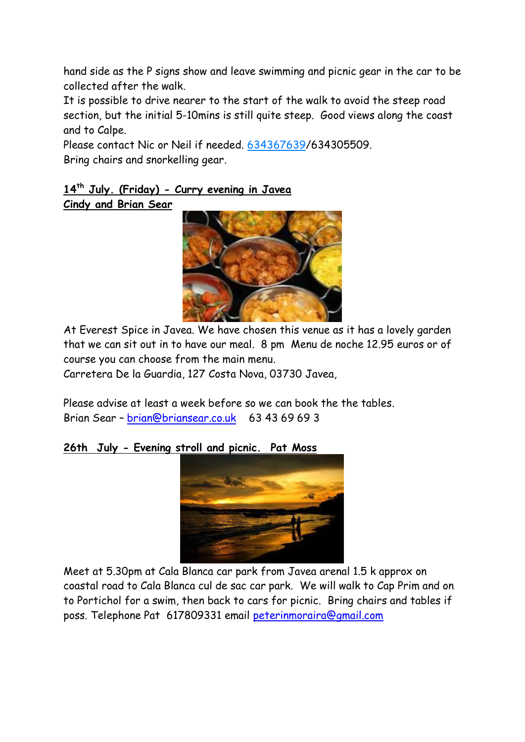hand side as the P signs show and leave swimming and picnic gear in the car to be collected after the walk.
It is possible to drive nearer to the start of the walk to avoid the steep road section, but the initial 5-10mins is still quite steep. Good views along the coast and to Calpe.
Please contact Nic or Neil if needed. 634367639/634305509.
Bring chairs and snorkelling gear.

**14th July. (Friday) - Curry evening in Javea**
**Cindy and Brian Sear**

At Everest Spice in Javea. We have chosen this venue as it has a lovely garden that we can sit out in to have our meal. 8 pm Menu de noche 12.95 euros or of course you can choose from the main menu.
Carretera De la Guardia, 127 Costa Nova, 03730 Javea,

Please advise at least a week before so we can book the the tables.
Brian Sear – brian@briansear.co.uk 63 43 69 69 3

**26th July - Evening stroll and picnic. Pat Moss**

Meet at 5.30pm at Cala Blanca car park from Javea arenal 1.5 k approx on coastal road to Cala Blanca cul de sac car park. We will walk to Cap Prim and on to Portichol for a swim, then back to cars for picnic. Bring chairs and tables if poss. Telephone Pat 617809331 email peterinmoraira@gmail.com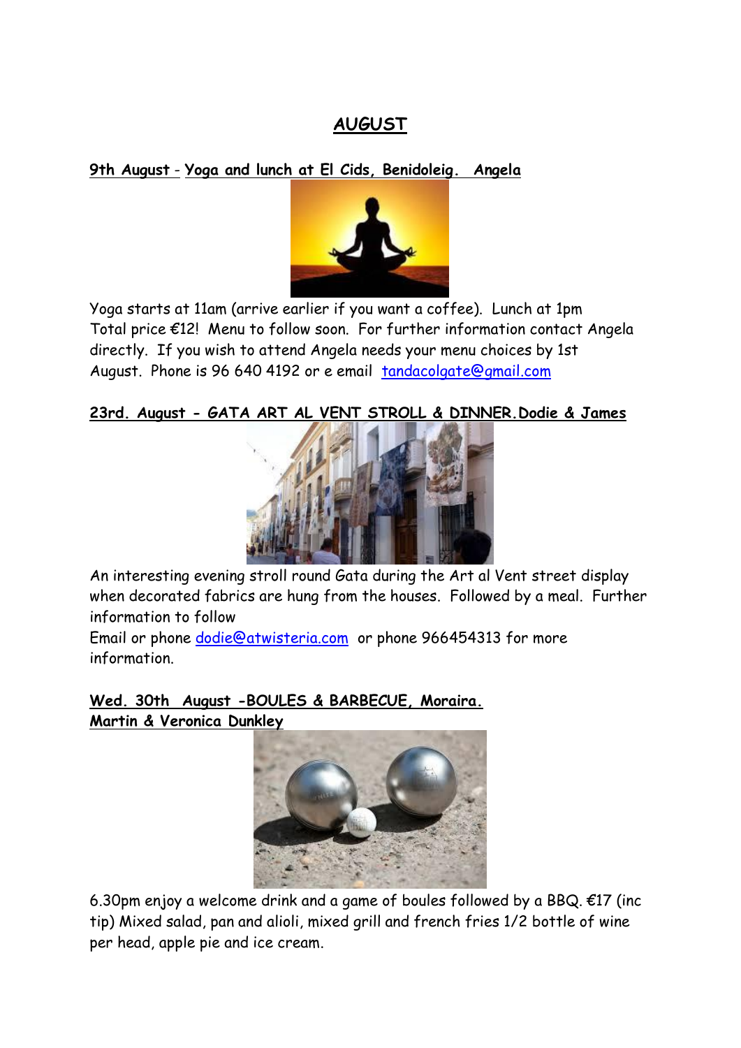# AUGUST

## 9th August - Yoga and lunch at El Cids, Benidoleig. Angela

Yoga starts at 11am (arrive earlier if you want a coffee). Lunch at 1pm
Total price €12! Menu to follow soon. For further information contact Angela directly. If you wish to attend Angela needs your menu choices by 1st August. Phone is 96 640 4192 or e email tandacolgate@gmail.com

## 23rd. August - GATA ART AL VENT STROLL & DINNER. Dodie & James

An interesting evening stroll round Gata during the Art al Vent street display when decorated fabrics are hung from the houses. Followed by a meal. Further information to follow

Email or phone dodie@atwisteria.com or phone 966454313 for more information.

## Wed. 30th August - BOULES & BARBECUE, Moraira. Martin & Veronica Dunkley

6.30pm enjoy a welcome drink and a game of boules followed by a BBQ. €17 (inc tip) Mixed salad, pan and alioli, mixed grill and french fries 1/2 bottle of wine per head, apple pie and ice cream.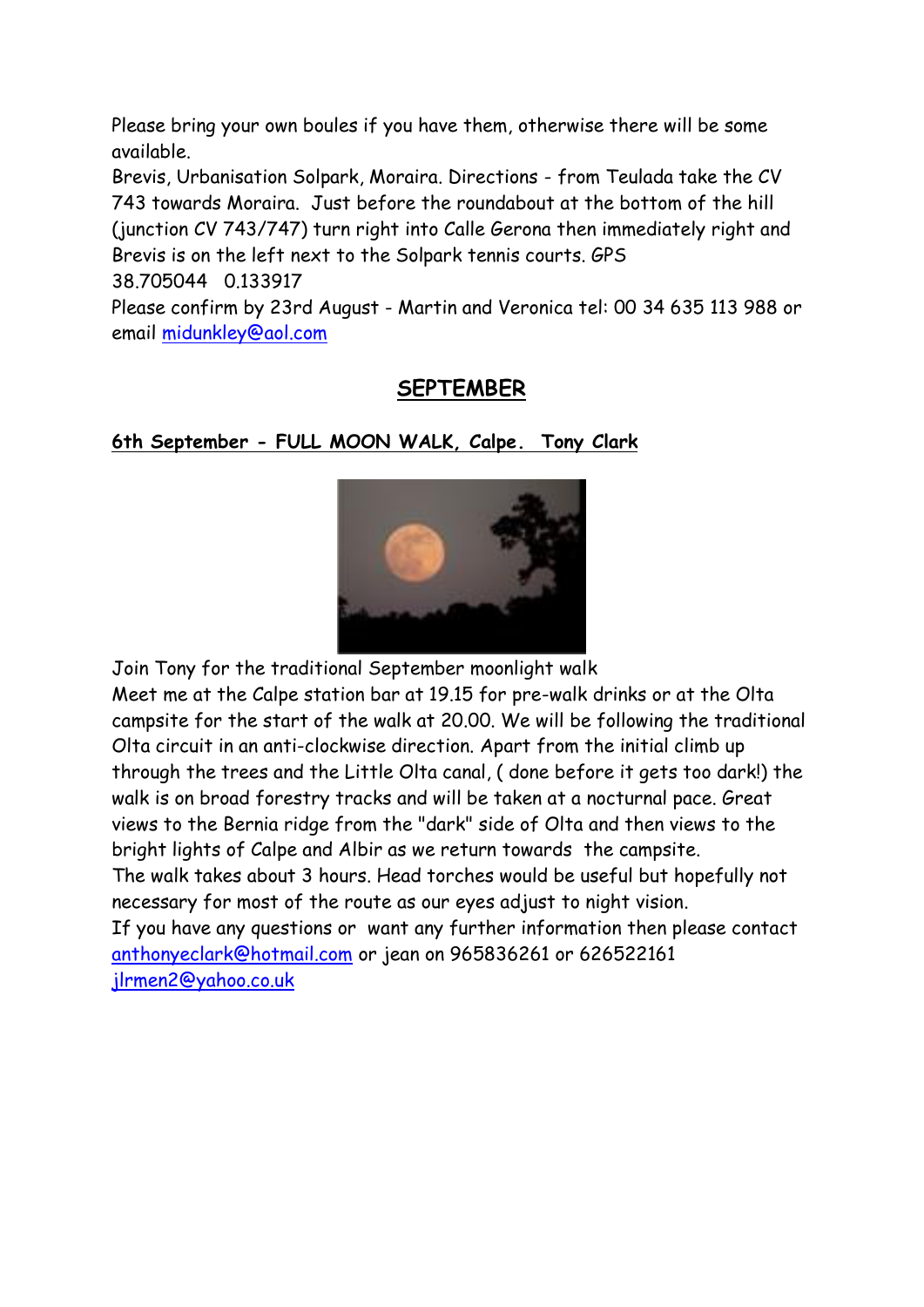Please bring your own boules if you have them, otherwise there will be some available.

Brevis, Urbanisation Solpark, Moraira. Directions - from Teulada take the CV 743 towards Moraira. Just before the roundabout at the bottom of the hill (junction CV 743/747) turn right into Calle Gerona then immediately right and Brevis is on the left next to the Solpark tennis courts. GPS 38.705044 0.133917

Please confirm by 23rd August - Martin and Veronica tel: 00 34 635 113 988 or email midunkley@aol.com

## SEPTEMBER

### 6th September - FULL MOON WALK, Calpe. Tony Clark

Join Tony for the traditional September moonlight walk

Meet me at the Calpe station bar at 19.15 for pre-walk drinks or at the Olta campsite for the start of the walk at 20.00. We will be following the traditional Olta circuit in an anti-clockwise direction. Apart from the initial climb up through the trees and the Little Olta canal, ( done before it gets too dark!) the walk is on broad forestry tracks and will be taken at a nocturnal pace. Great views to the Bernia ridge from the "dark" side of Olta and then views to the bright lights of Calpe and Albir as we return towards the campsite.

The walk takes about 3 hours. Head torches would be useful but hopefully not necessary for most of the route as our eyes adjust to night vision.

If you have any questions or want any further information then please contact anthonyeclark@hotmail.com or jean on 965836261 or 626522161 jlrmen2@yahoo.co.uk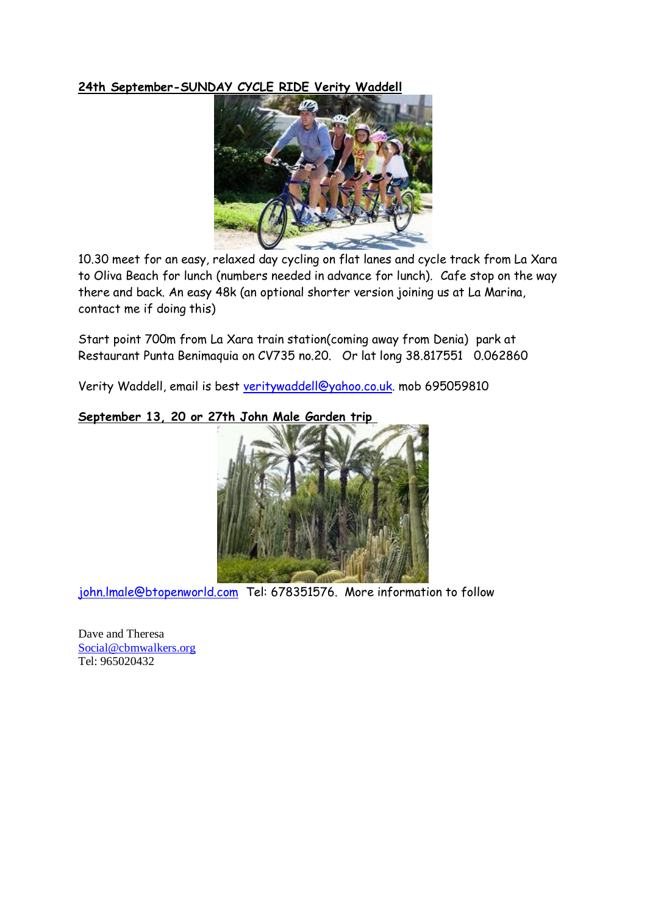**24th September-SUNDAY CYCLE RIDE Verity Waddell**

10.30 meet for an easy, relaxed day cycling on flat lanes and cycle track from La Xara to Oliva Beach for lunch (numbers needed in advance for lunch). Cafe stop on the way there and back. An easy 48k (an optional shorter version joining us at La Marina, contact me if doing this)

Start point 700m from La Xara train station(coming away from Denia) park at Restaurant Punta Benimaquia on CV735 no.20. Or lat long 38.817551 0.062860

Verity Waddell, email is best veritywaddell@yahoo.co.uk. mob 695059810

**September 13, 20 or 27th John Male Garden trip**

john.lmale@btopenworld.com Tel: 678351576. More information to follow

Dave and Theresa
Social@cbmwalkers.org
Tel: 965020432